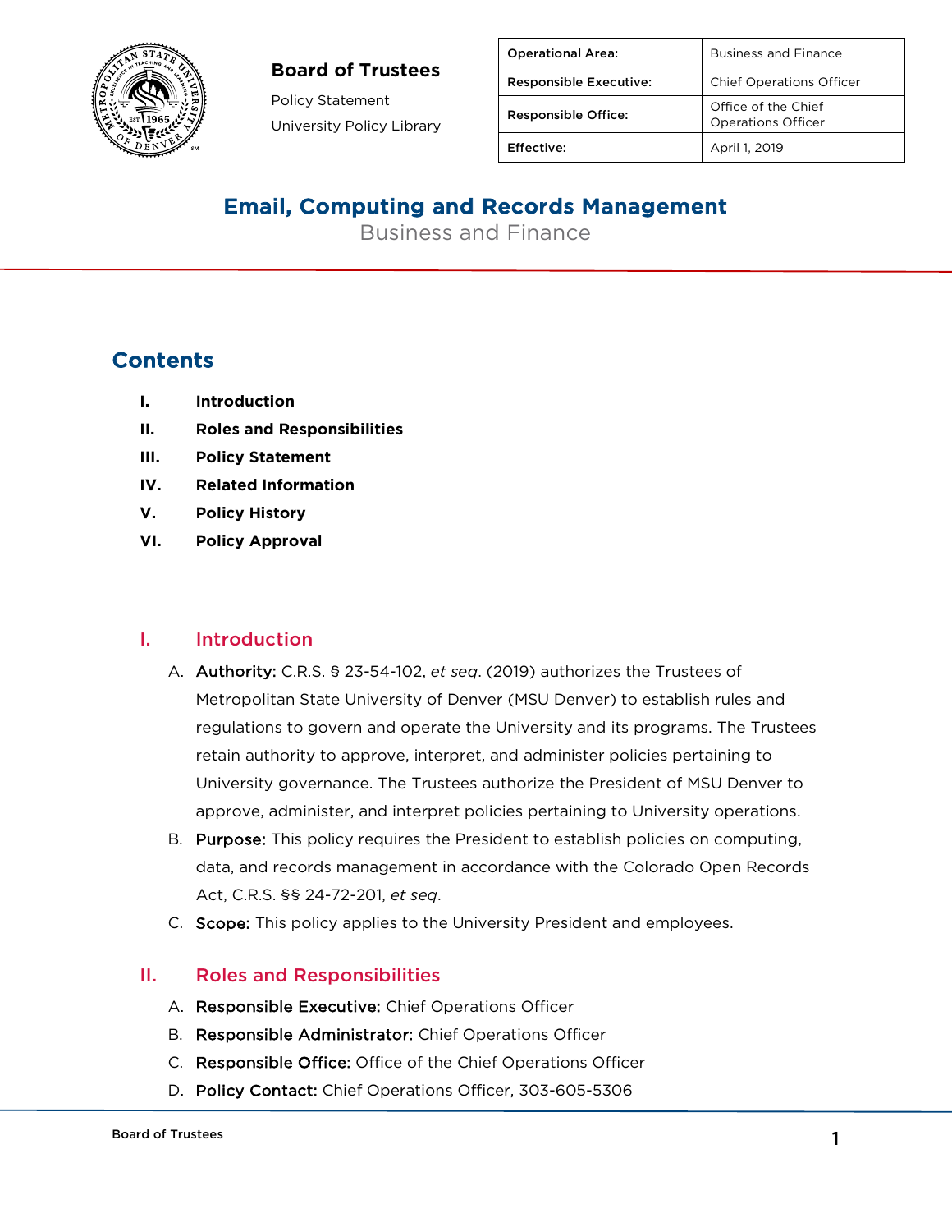**Board of Trustees**

Policy Statement

University Policy Library

| Operational Area: | Business and Finance |
| --- | --- |
| Responsible Executive: | Chief Operations Officer |
| Responsible Office: | Office of the Chief Operations Officer |
| Effective: | April 1, 2019 |

# Email, Computing and Records Management

Business and Finance

## Contents

- **I. Introduction**
- **II. Roles and Responsibilities**
- **III. Policy Statement**
- **IV. Related Information**
- **V. Policy History**
- **VI. Policy Approval**

---

## I. Introduction

A. **Authority:** C.R.S. § 23-54-102, *et seq*. (2019) authorizes the Trustees of Metropolitan State University of Denver (MSU Denver) to establish rules and regulations to govern and operate the University and its programs. The Trustees retain authority to approve, interpret, and administer policies pertaining to University governance. The Trustees authorize the President of MSU Denver to approve, administer, and interpret policies pertaining to University operations.

B. **Purpose:** This policy requires the President to establish policies on computing, data, and records management in accordance with the Colorado Open Records Act, C.R.S. §§ 24-72-201, *et seq*.

C. **Scope:** This policy applies to the University President and employees.

## II. Roles and Responsibilities

A. **Responsible Executive:** Chief Operations Officer

B. **Responsible Administrator:** Chief Operations Officer

C. **Responsible Office:** Office of the Chief Operations Officer

D. **Policy Contact:** Chief Operations Officer, 303-605-5306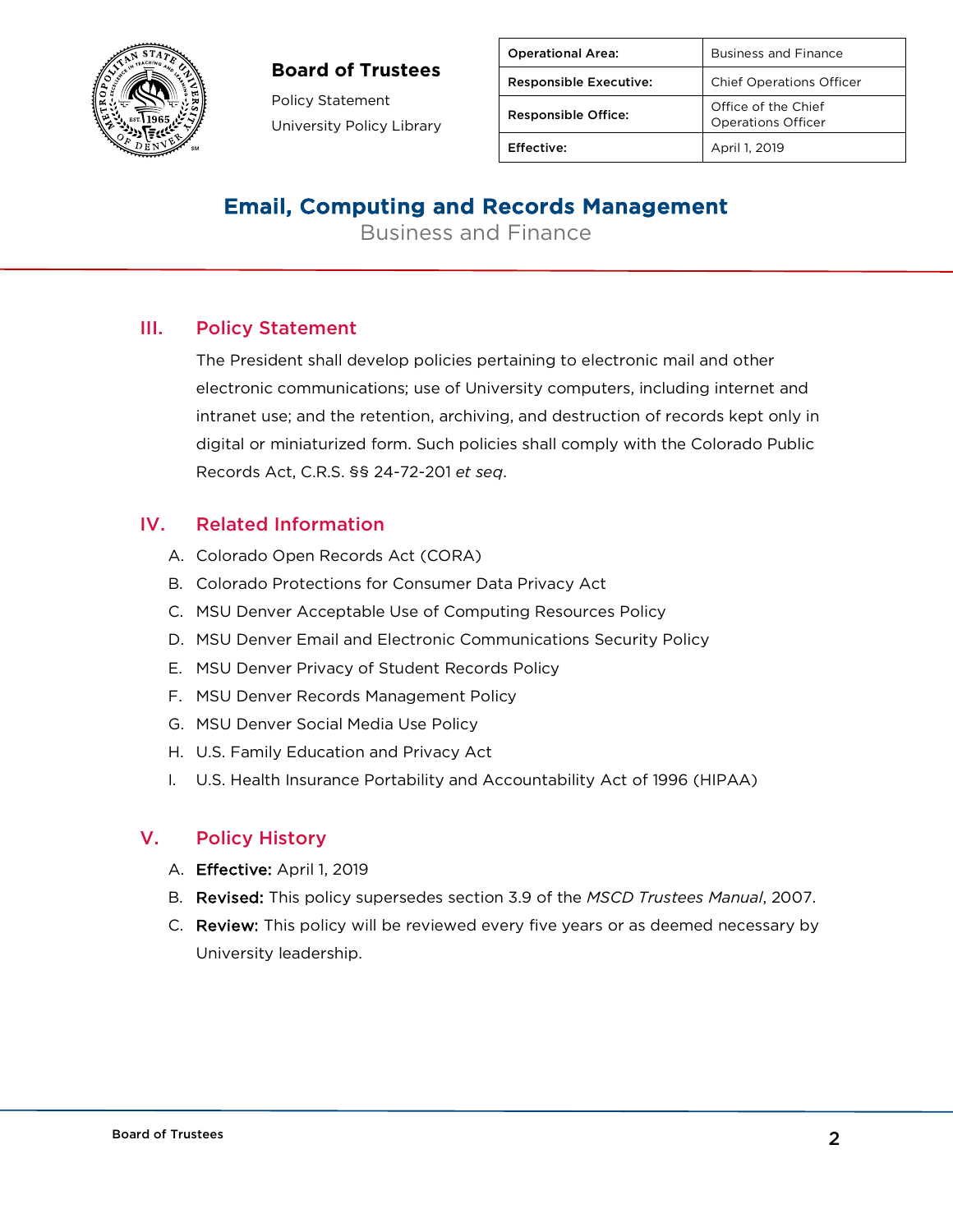| Operational Area: | Business and Finance |
| --- | --- |
| Responsible Executive: | Chief Operations Officer |
| Responsible Office: | Office of the Chief Operations Officer |
| Effective: | April 1, 2019 |

**Board of Trustees**

Policy Statement

University Policy Library

# Email, Computing and Records Management

Business and Finance

## III. Policy Statement

The President shall develop policies pertaining to electronic mail and other electronic communications; use of University computers, including internet and intranet use; and the retention, archiving, and destruction of records kept only in digital or miniaturized form. Such policies shall comply with the Colorado Public Records Act, C.R.S. §§ 24-72-201 *et seq*.

## IV. Related Information

A. Colorado Open Records Act (CORA)
B. Colorado Protections for Consumer Data Privacy Act
C. MSU Denver Acceptable Use of Computing Resources Policy
D. MSU Denver Email and Electronic Communications Security Policy
E. MSU Denver Privacy of Student Records Policy
F. MSU Denver Records Management Policy
G. MSU Denver Social Media Use Policy
H. U.S. Family Education and Privacy Act
I. U.S. Health Insurance Portability and Accountability Act of 1996 (HIPAA)

## V. Policy History

A. **Effective:** April 1, 2019
B. **Revised:** This policy supersedes section 3.9 of the *MSCD Trustees Manual*, 2007.
C. **Review:** This policy will be reviewed every five years or as deemed necessary by University leadership.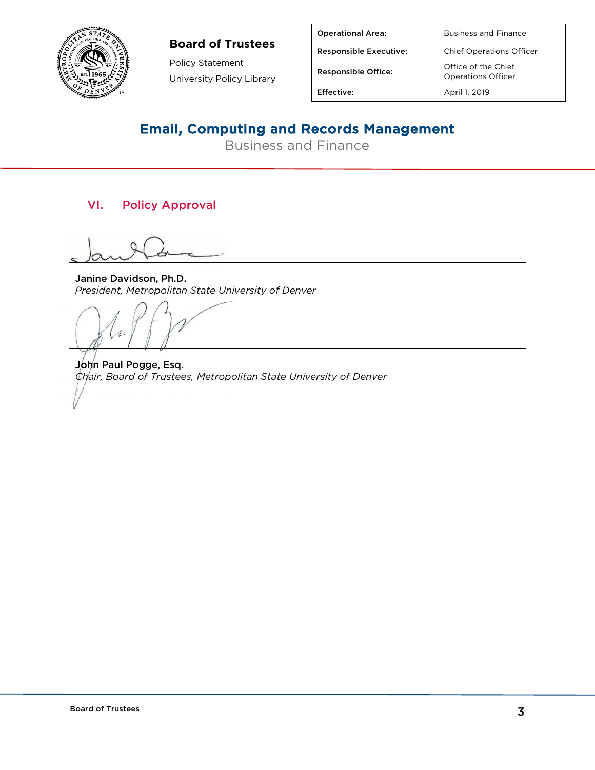**Board of Trustees**

Policy Statement

University Policy Library

| | |
|---|---|
| **Operational Area:** | Business and Finance |
| **Responsible Executive:** | Chief Operations Officer |
| **Responsible Office:** | Office of the Chief Operations Officer |
| **Effective:** | April 1, 2019 |

# Email, Computing and Records Management

Business and Finance

## VI. Policy Approval

**Janine Davidson, Ph.D.**
*President, Metropolitan State University of Denver*

**John Paul Pogge, Esq.**
*Chair, Board of Trustees, Metropolitan State University of Denver*